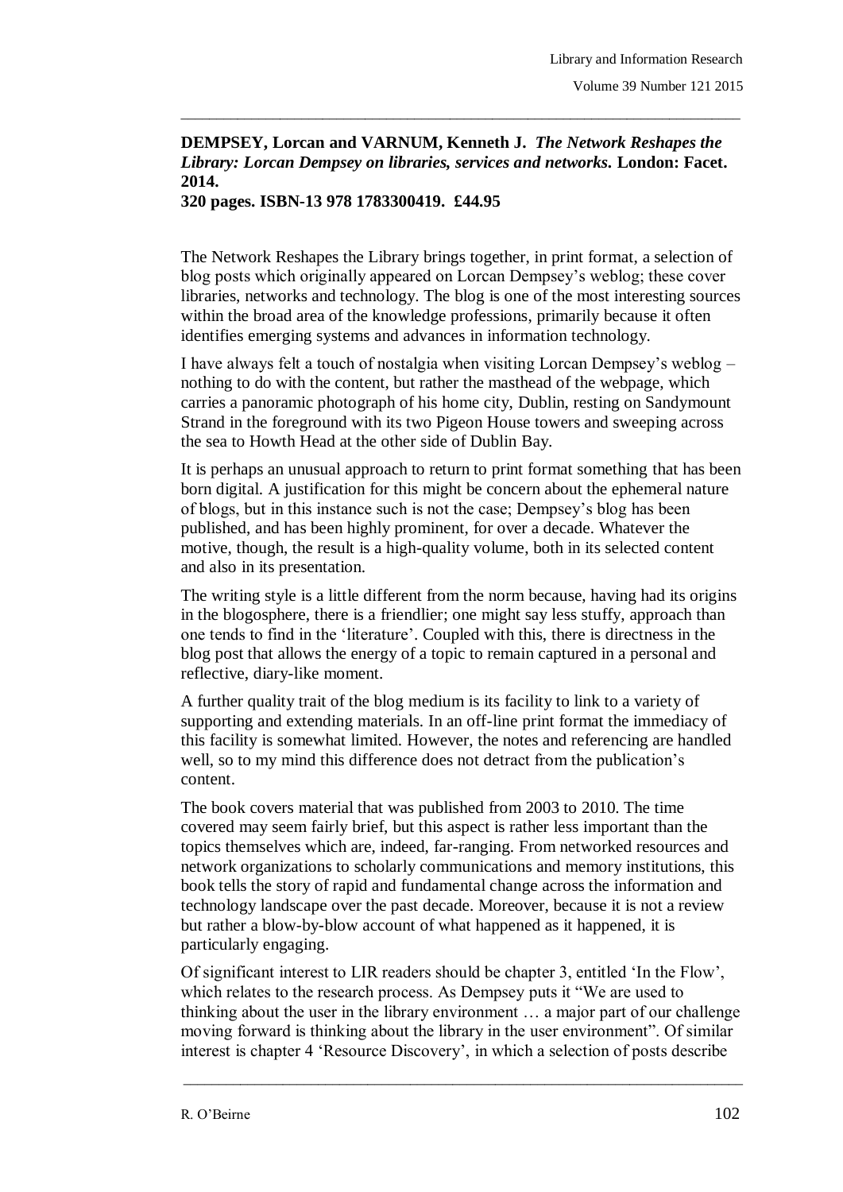**DEMPSEY, Lorcan and VARNUM, Kenneth J.** ***The Network Reshapes the Library: Lorcan Dempsey on libraries, services and networks.*** **London: Facet. 2014.**
**320 pages. ISBN-13 978 1783300419. £44.95**

The Network Reshapes the Library brings together, in print format, a selection of blog posts which originally appeared on Lorcan Dempsey's weblog; these cover libraries, networks and technology. The blog is one of the most interesting sources within the broad area of the knowledge professions, primarily because it often identifies emerging systems and advances in information technology.

I have always felt a touch of nostalgia when visiting Lorcan Dempsey's weblog – nothing to do with the content, but rather the masthead of the webpage, which carries a panoramic photograph of his home city, Dublin, resting on Sandymount Strand in the foreground with its two Pigeon House towers and sweeping across the sea to Howth Head at the other side of Dublin Bay.

It is perhaps an unusual approach to return to print format something that has been born digital. A justification for this might be concern about the ephemeral nature of blogs, but in this instance such is not the case; Dempsey's blog has been published, and has been highly prominent, for over a decade. Whatever the motive, though, the result is a high-quality volume, both in its selected content and also in its presentation.

The writing style is a little different from the norm because, having had its origins in the blogosphere, there is a friendlier; one might say less stuffy, approach than one tends to find in the 'literature'. Coupled with this, there is directness in the blog post that allows the energy of a topic to remain captured in a personal and reflective, diary-like moment.

A further quality trait of the blog medium is its facility to link to a variety of supporting and extending materials. In an off-line print format the immediacy of this facility is somewhat limited. However, the notes and referencing are handled well, so to my mind this difference does not detract from the publication's content.

The book covers material that was published from 2003 to 2010. The time covered may seem fairly brief, but this aspect is rather less important than the topics themselves which are, indeed, far-ranging. From networked resources and network organizations to scholarly communications and memory institutions, this book tells the story of rapid and fundamental change across the information and technology landscape over the past decade. Moreover, because it is not a review but rather a blow-by-blow account of what happened as it happened, it is particularly engaging.

Of significant interest to LIR readers should be chapter 3, entitled 'In the Flow', which relates to the research process. As Dempsey puts it "We are used to thinking about the user in the library environment … a major part of our challenge moving forward is thinking about the library in the user environment". Of similar interest is chapter 4 'Resource Discovery', in which a selection of posts describe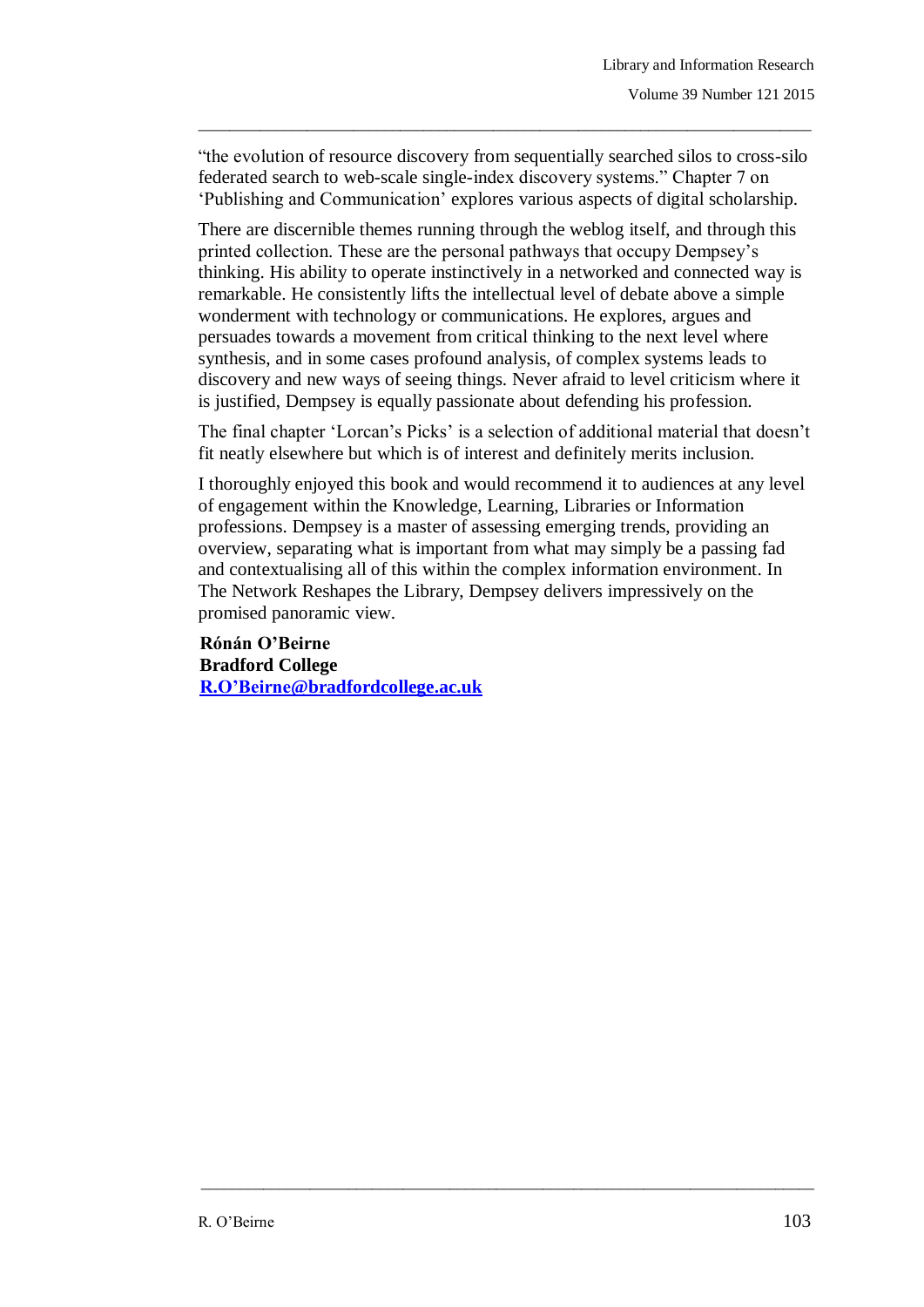"the evolution of resource discovery from sequentially searched silos to cross-silo federated search to web-scale single-index discovery systems." Chapter 7 on 'Publishing and Communication' explores various aspects of digital scholarship.

There are discernible themes running through the weblog itself, and through this printed collection. These are the personal pathways that occupy Dempsey's thinking. His ability to operate instinctively in a networked and connected way is remarkable. He consistently lifts the intellectual level of debate above a simple wonderment with technology or communications. He explores, argues and persuades towards a movement from critical thinking to the next level where synthesis, and in some cases profound analysis, of complex systems leads to discovery and new ways of seeing things. Never afraid to level criticism where it is justified, Dempsey is equally passionate about defending his profession.

The final chapter 'Lorcan's Picks' is a selection of additional material that doesn't fit neatly elsewhere but which is of interest and definitely merits inclusion.

I thoroughly enjoyed this book and would recommend it to audiences at any level of engagement within the Knowledge, Learning, Libraries or Information professions. Dempsey is a master of assessing emerging trends, providing an overview, separating what is important from what may simply be a passing fad and contextualising all of this within the complex information environment. In The Network Reshapes the Library, Dempsey delivers impressively on the promised panoramic view.

**Rónán O'Beirne**
**Bradford College**
**R.O'Beirne@bradfordcollege.ac.uk**